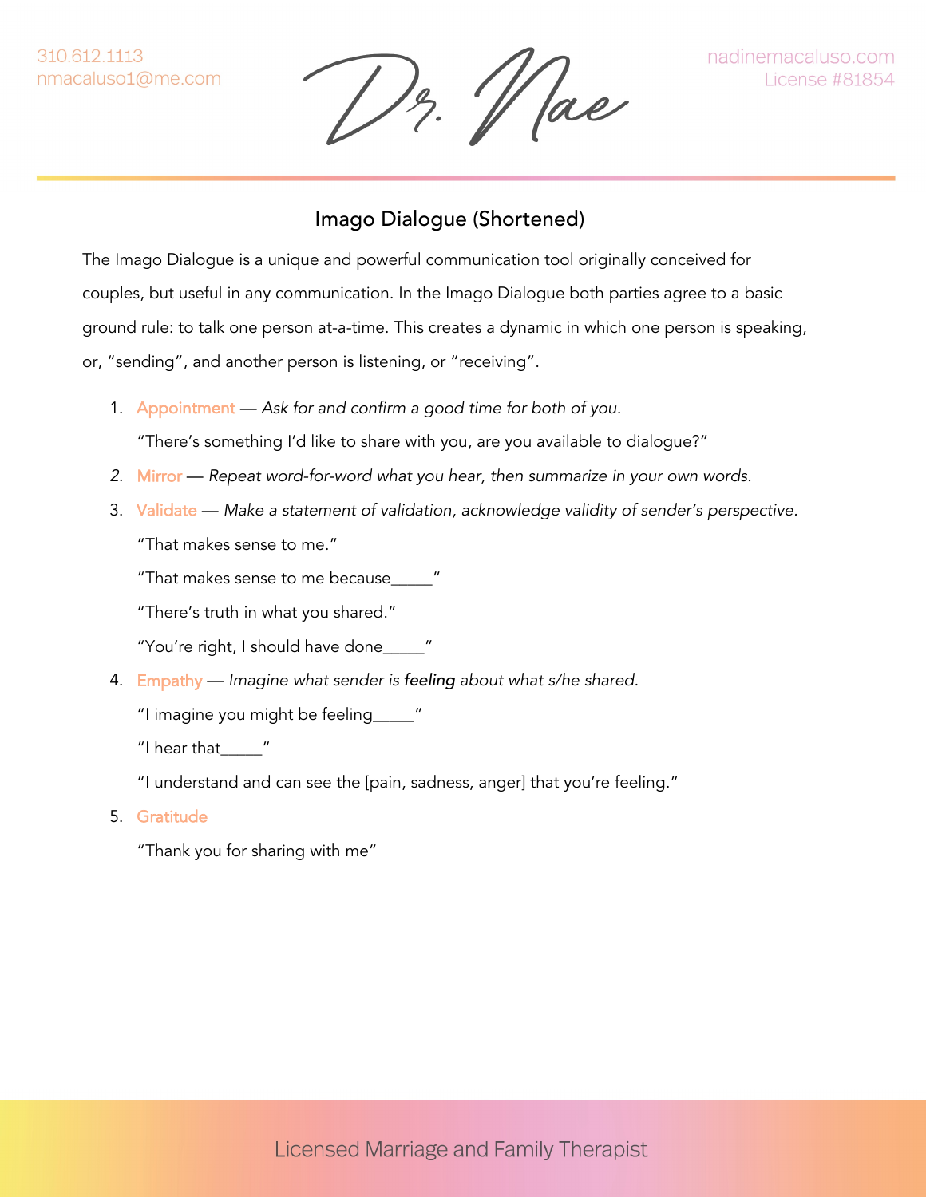310.612.1113
nmacaluso1@me.com

Dr. Nae

nadinemacaluso.com
License #81854

# Imago Dialogue (Shortened)

The Imago Dialogue is a unique and powerful communication tool originally conceived for couples, but useful in any communication. In the Imago Dialogue both parties agree to a basic ground rule: to talk one person at-a-time. This creates a dynamic in which one person is speaking, or, "sending", and another person is listening, or "receiving".

1. Appointment — *Ask for and confirm a good time for both of you.*

   "There's something I'd like to share with you, are you available to dialogue?"

2. Mirror — *Repeat word-for-word what you hear, then summarize in your own words.*

3. Validate — *Make a statement of validation, acknowledge validity of sender's perspective.*

   "That makes sense to me."

   "That makes sense to me because_____"

   "There's truth in what you shared."

   "You're right, I should have done_____"

4. Empathy — *Imagine what sender is* ***feeling*** *about what s/he shared.*

   "I imagine you might be feeling_____"

   "I hear that_____"

   "I understand and can see the [pain, sadness, anger] that you're feeling."

5. Gratitude

   "Thank you for sharing with me"

Licensed Marriage and Family Therapist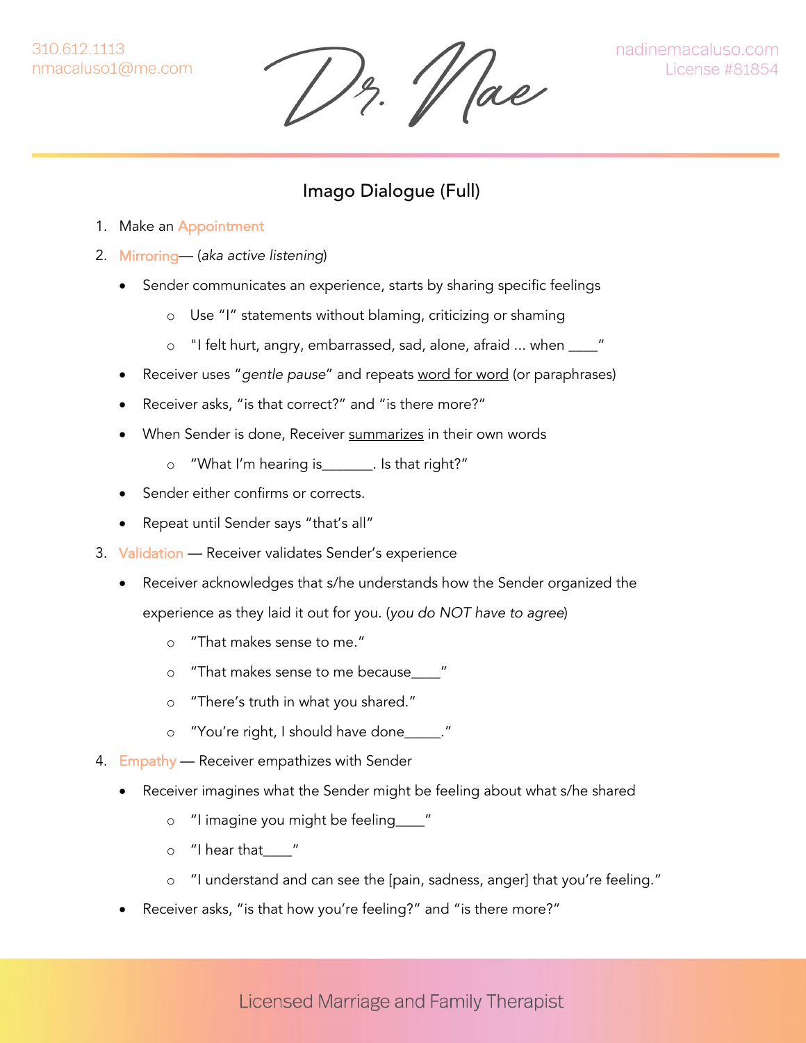## Imago Dialogue (Full)

1. Make an Appointment
2. Mirroring— (*aka active listening*)
   - Sender communicates an experience, starts by sharing specific feelings
     - Use "I" statements without blaming, criticizing or shaming
     - "I felt hurt, angry, embarrassed, sad, alone, afraid ... when ____"
   - Receiver uses "*gentle pause*" and repeats <u>word for word</u> (or paraphrases)
   - Receiver asks, "is that correct?" and "is there more?"
   - When Sender is done, Receiver <u>summarizes</u> in their own words
     - "What I'm hearing is_______. Is that right?"
   - Sender either confirms or corrects.
   - Repeat until Sender says "that's all"
3. Validation — Receiver validates Sender's experience
   - Receiver acknowledges that s/he understands how the Sender organized the experience as they laid it out for you. (*you do NOT have to agree*)
     - "That makes sense to me."
     - "That makes sense to me because____"
     - "There's truth in what you shared."
     - "You're right, I should have done_____."
4. Empathy — Receiver empathizes with Sender
   - Receiver imagines what the Sender might be feeling about what s/he shared
     - "I imagine you might be feeling____"
     - "I hear that____"
     - "I understand and can see the [pain, sadness, anger] that you're feeling."
   - Receiver asks, "is that how you're feeling?" and "is there more?"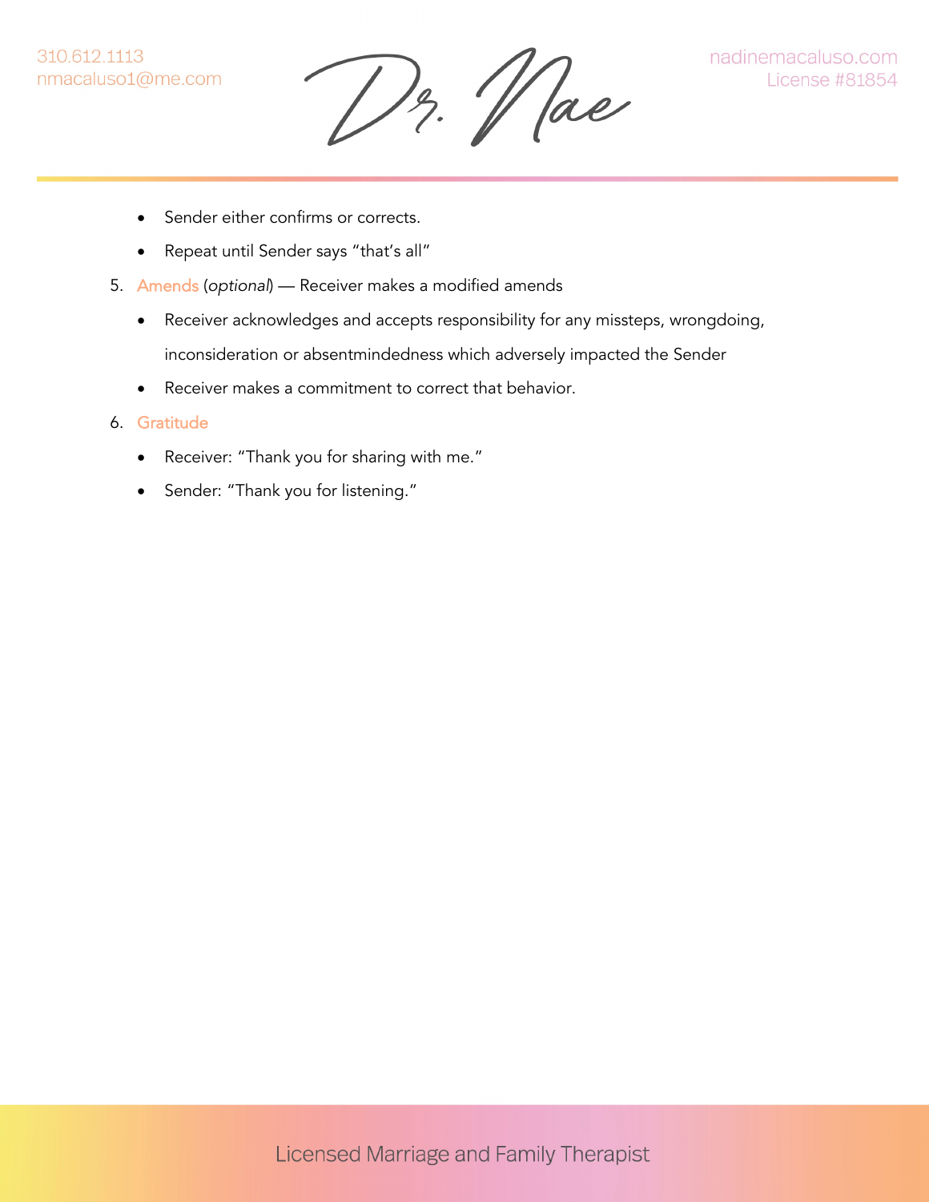- Sender either confirms or corrects.
- Repeat until Sender says "that's all"

5. Amends (*optional*) — Receiver makes a modified amends
   - Receiver acknowledges and accepts responsibility for any missteps, wrongdoing, inconsideration or absentmindedness which adversely impacted the Sender
   - Receiver makes a commitment to correct that behavior.
6. Gratitude
   - Receiver: "Thank you for sharing with me."
   - Sender: "Thank you for listening."